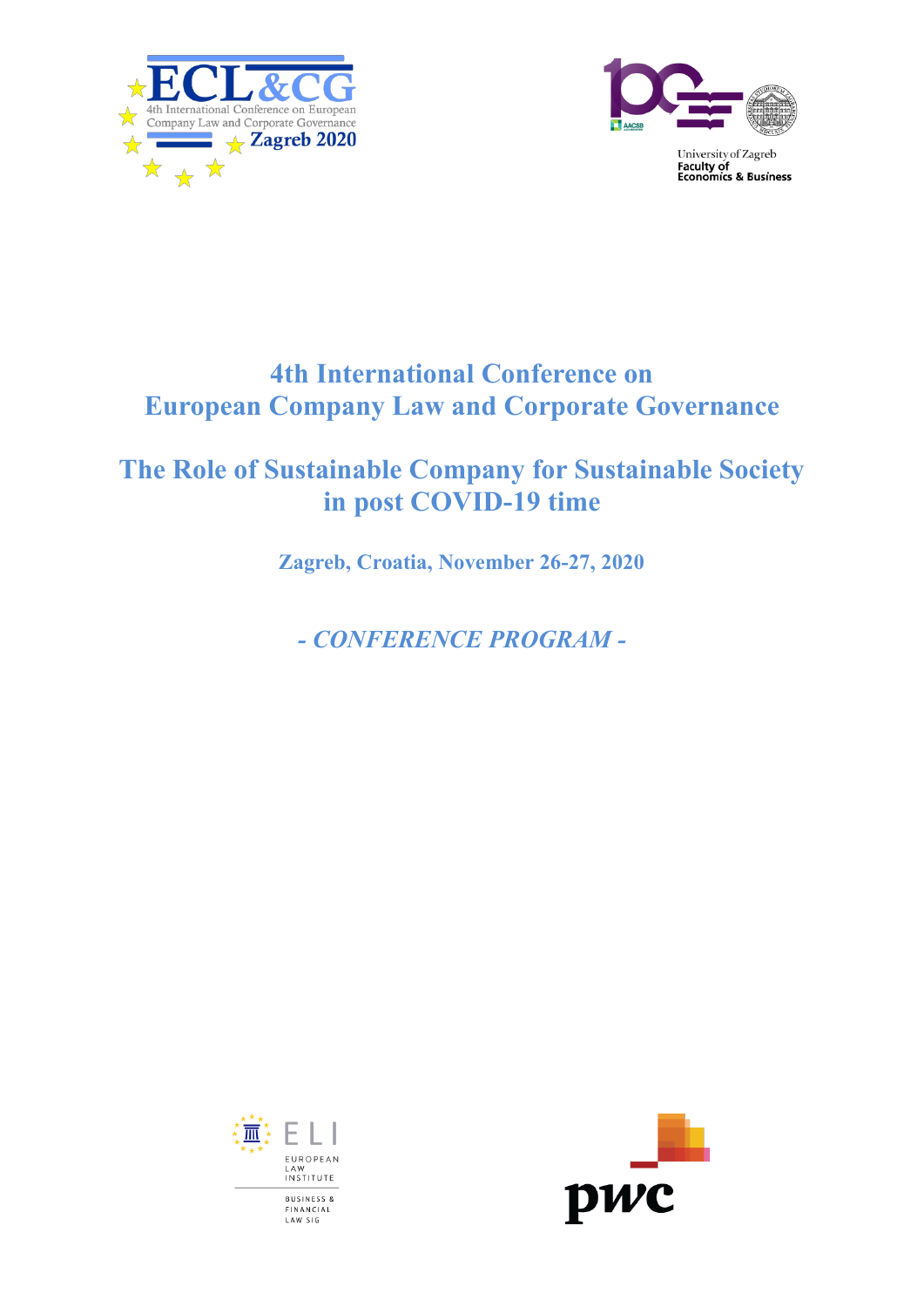# 4th International Conference on European Company Law and Corporate Governance

## The Role of Sustainable Company for Sustainable Society in post COVID-19 time

**Zagreb, Croatia, November 26-27, 2020**

***- CONFERENCE PROGRAM -***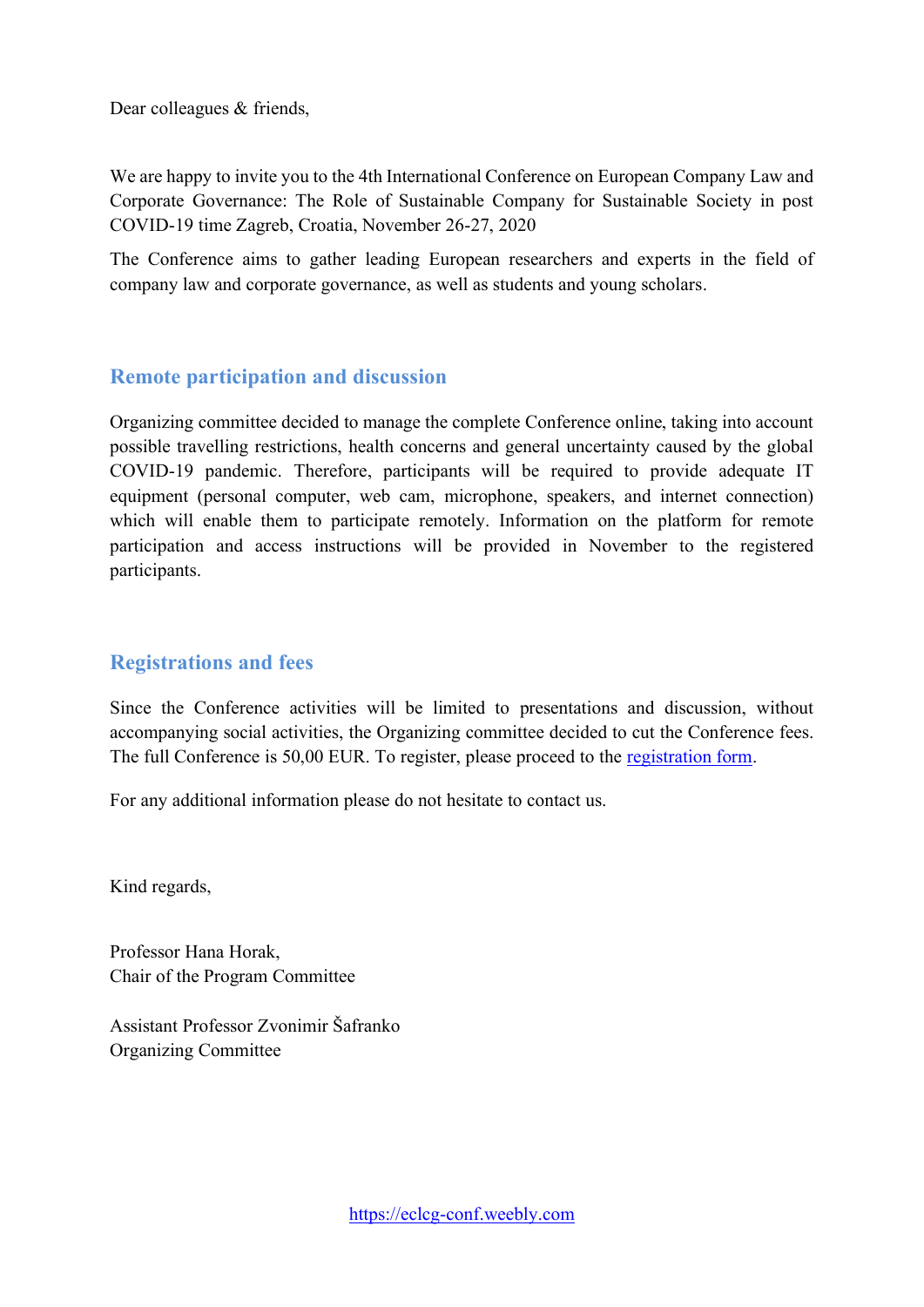Dear colleagues & friends,

We are happy to invite you to the 4th International Conference on European Company Law and Corporate Governance: The Role of Sustainable Company for Sustainable Society in post COVID-19 time Zagreb, Croatia, November 26-27, 2020

The Conference aims to gather leading European researchers and experts in the field of company law and corporate governance, as well as students and young scholars.

## Remote participation and discussion

Organizing committee decided to manage the complete Conference online, taking into account possible travelling restrictions, health concerns and general uncertainty caused by the global COVID-19 pandemic. Therefore, participants will be required to provide adequate IT equipment (personal computer, web cam, microphone, speakers, and internet connection) which will enable them to participate remotely. Information on the platform for remote participation and access instructions will be provided in November to the registered participants.

## Registrations and fees

Since the Conference activities will be limited to presentations and discussion, without accompanying social activities, the Organizing committee decided to cut the Conference fees. The full Conference is 50,00 EUR. To register, please proceed to the registration form.

For any additional information please do not hesitate to contact us.

Kind regards,

Professor Hana Horak,
Chair of the Program Committee

Assistant Professor Zvonimir Šafranko
Organizing Committee

https://eclcg-conf.weebly.com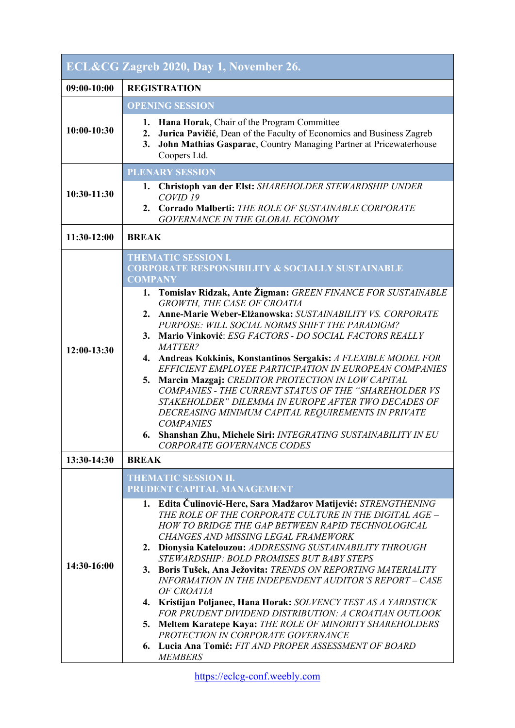| ECL&CG Zagreb 2020, Day 1, November 26. | |
|---|---|
| 09:00-10:00 | **REGISTRATION** |
| 10:00-10:30 | **OPENING SESSION**<br>1. **Hana Horak**, Chair of the Program Committee<br>2. **Jurica Pavičić**, Dean of the Faculty of Economics and Business Zagreb<br>3. **John Mathias Gasparac**, Country Managing Partner at Pricewaterhouse Coopers Ltd. |
| 10:30-11:30 | **PLENARY SESSION**<br>1. **Christoph van der Elst:** *SHAREHOLDER STEWARDSHIP UNDER COVID 19*<br>2. **Corrado Malberti:** *THE ROLE OF SUSTAINABLE CORPORATE GOVERNANCE IN THE GLOBAL ECONOMY* |
| 11:30-12:00 | **BREAK** |
| 12:00-13:30 | **THEMATIC SESSION I.<br>CORPORATE RESPONSIBILITY & SOCIALLY SUSTAINABLE COMPANY**<br>1. **Tomislav Ridzak, Ante Žigman:** *GREEN FINANCE FOR SUSTAINABLE GROWTH, THE CASE OF CROATIA*<br>2. **Anne-Marie Weber-Elżanowska:** *SUSTAINABILITY VS. CORPORATE PURPOSE: WILL SOCIAL NORMS SHIFT THE PARADIGM?*<br>3. **Mario Vinković**: *ESG FACTORS - DO SOCIAL FACTORS REALLY MATTER?*<br>4. **Andreas Kokkinis, Konstantinos Sergakis:** *A FLEXIBLE MODEL FOR EFFICIENT EMPLOYEE PARTICIPATION IN EUROPEAN COMPANIES*<br>5. **Marcin Mazgaj:** *CREDITOR PROTECTION IN LOW CAPITAL COMPANIES - THE CURRENT STATUS OF THE "SHAREHOLDER VS STAKEHOLDER" DILEMMA IN EUROPE AFTER TWO DECADES OF DECREASING MINIMUM CAPITAL REQUIREMENTS IN PRIVATE COMPANIES*<br>6. **Shanshan Zhu, Michele Siri:** *INTEGRATING SUSTAINABILITY IN EU CORPORATE GOVERNANCE CODES* |
| 13:30-14:30 | **BREAK** |
| 14:30-16:00 | **THEMATIC SESSION II.<br>PRUDENT CAPITAL MANAGEMENT**<br>1. **Edita Čulinović-Herc, Sara Madžarov Matijević:** *STRENGTHENING THE ROLE OF THE CORPORATE CULTURE IN THE DIGITAL AGE – HOW TO BRIDGE THE GAP BETWEEN RAPID TECHNOLOGICAL CHANGES AND MISSING LEGAL FRAMEWORK*<br>2. **Dionysia Katelouzou:** *ADDRESSING SUSTAINABILITY THROUGH STEWARDSHIP: BOLD PROMISES BUT BABY STEPS*<br>3. **Boris Tušek, Ana Ježovita:** *TRENDS ON REPORTING MATERIALITY INFORMATION IN THE INDEPENDENT AUDITOR'S REPORT – CASE OF CROATIA*<br>4. **Kristijan Poljanec, Hana Horak:** *SOLVENCY TEST AS A YARDSTICK FOR PRUDENT DIVIDEND DISTRIBUTION: A CROATIAN OUTLOOK*<br>5. **Meltem Karatepe Kaya:** *THE ROLE OF MINORITY SHAREHOLDERS PROTECTION IN CORPORATE GOVERNANCE*<br>6. **Lucia Ana Tomić:** *FIT AND PROPER ASSESSMENT OF BOARD MEMBERS* |

https://eclcg-conf.weebly.com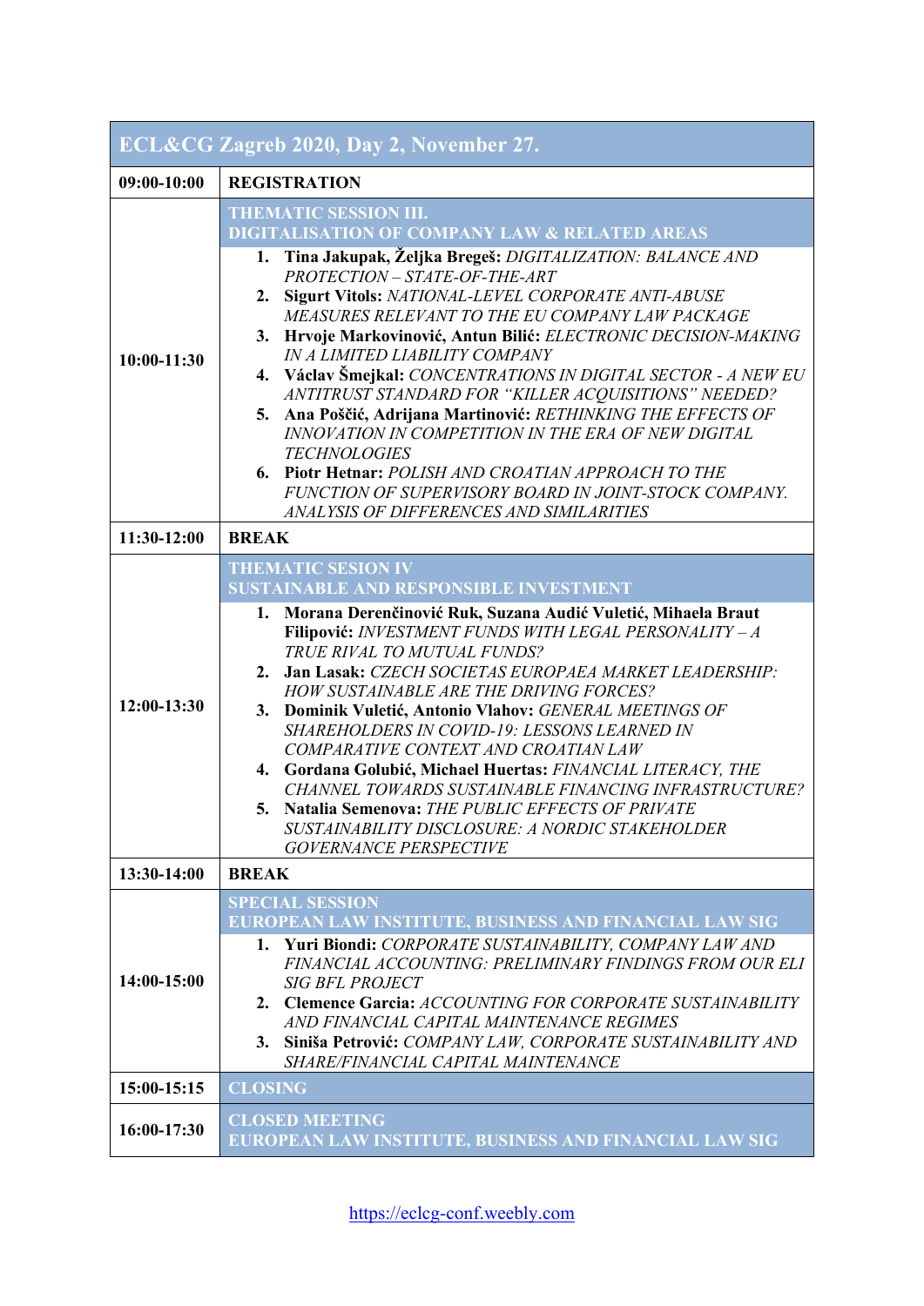| ECL&CG Zagreb 2020, Day 2, November 27. | |
|---|---|
| **09:00-10:00** | **REGISTRATION** |
| **10:00-11:30** | **THEMATIC SESSION III.**<br>**DIGITALISATION OF COMPANY LAW & RELATED AREAS**<br>1. **Tina Jakupak, Željka Bregeš:** *DIGITALIZATION: BALANCE AND PROTECTION – STATE-OF-THE-ART*<br>2. **Sigurt Vitols:** *NATIONAL-LEVEL CORPORATE ANTI-ABUSE MEASURES RELEVANT TO THE EU COMPANY LAW PACKAGE*<br>3. **Hrvoje Markovinović, Antun Bilić:** *ELECTRONIC DECISION-MAKING IN A LIMITED LIABILITY COMPANY*<br>4. **Václav Šmejkal:** *CONCENTRATIONS IN DIGITAL SECTOR - A NEW EU ANTITRUST STANDARD FOR "KILLER ACQUISITIONS" NEEDED?*<br>5. **Ana Poščić, Adrijana Martinović:** *RETHINKING THE EFFECTS OF INNOVATION IN COMPETITION IN THE ERA OF NEW DIGITAL TECHNOLOGIES*<br>6. **Piotr Hetnar:** *POLISH AND CROATIAN APPROACH TO THE FUNCTION OF SUPERVISORY BOARD IN JOINT-STOCK COMPANY. ANALYSIS OF DIFFERENCES AND SIMILARITIES* |
| **11:30-12:00** | **BREAK** |
| **12:00-13:30** | **THEMATIC SESION IV**<br>**SUSTAINABLE AND RESPONSIBLE INVESTMENT**<br>1. **Morana Derenčinović Ruk, Suzana Audić Vuletić, Mihaela Braut Filipović:** *INVESTMENT FUNDS WITH LEGAL PERSONALITY – A TRUE RIVAL TO MUTUAL FUNDS?*<br>2. **Jan Lasak:** *CZECH SOCIETAS EUROPAEA MARKET LEADERSHIP: HOW SUSTAINABLE ARE THE DRIVING FORCES?*<br>3. **Dominik Vuletić, Antonio Vlahov:** *GENERAL MEETINGS OF SHAREHOLDERS IN COVID-19: LESSONS LEARNED IN COMPARATIVE CONTEXT AND CROATIAN LAW*<br>4. **Gordana Golubić, Michael Huertas:** *FINANCIAL LITERACY, THE CHANNEL TOWARDS SUSTAINABLE FINANCING INFRASTRUCTURE?*<br>5. **Natalia Semenova:** *THE PUBLIC EFFECTS OF PRIVATE SUSTAINABILITY DISCLOSURE: A NORDIC STAKEHOLDER GOVERNANCE PERSPECTIVE* |
| **13:30-14:00** | **BREAK** |
| **14:00-15:00** | **SPECIAL SESSION**<br>**EUROPEAN LAW INSTITUTE, BUSINESS AND FINANCIAL LAW SIG**<br>1. **Yuri Biondi:** *CORPORATE SUSTAINABILITY, COMPANY LAW AND FINANCIAL ACCOUNTING: PRELIMINARY FINDINGS FROM OUR ELI SIG BFL PROJECT*<br>2. **Clemence Garcia:** *ACCOUNTING FOR CORPORATE SUSTAINABILITY AND FINANCIAL CAPITAL MAINTENANCE REGIMES*<br>3. **Siniša Petrović:** *COMPANY LAW, CORPORATE SUSTAINABILITY AND SHARE/FINANCIAL CAPITAL MAINTENANCE* |
| **15:00-15:15** | **CLOSING** |
| **16:00-17:30** | **CLOSED MEETING**<br>**EUROPEAN LAW INSTITUTE, BUSINESS AND FINANCIAL LAW SIG** |

https://eclcg-conf.weebly.com